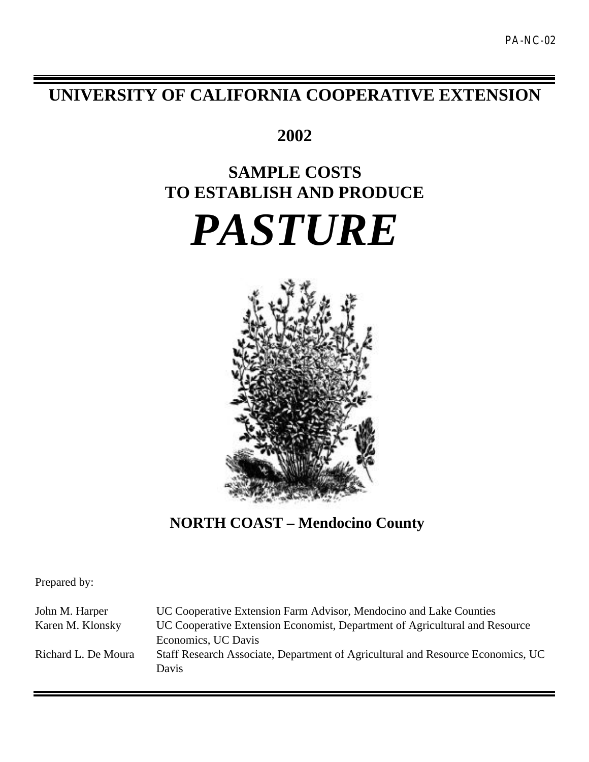PA-NC-02

# UNIVERSITY OF CALIFORNIA COOPERATIVE EXTENSION

## 2002

## SAMPLE COSTS
## TO ESTABLISH AND PRODUCE

# *PASTURE*

### NORTH COAST – Mendocino County

Prepared by:

| | |
|---|---|
| John M. Harper | UC Cooperative Extension Farm Advisor, Mendocino and Lake Counties |
| Karen M. Klonsky | UC Cooperative Extension Economist, Department of Agricultural and Resource Economics, UC Davis |
| Richard L. De Moura | Staff Research Associate, Department of Agricultural and Resource Economics, UC Davis |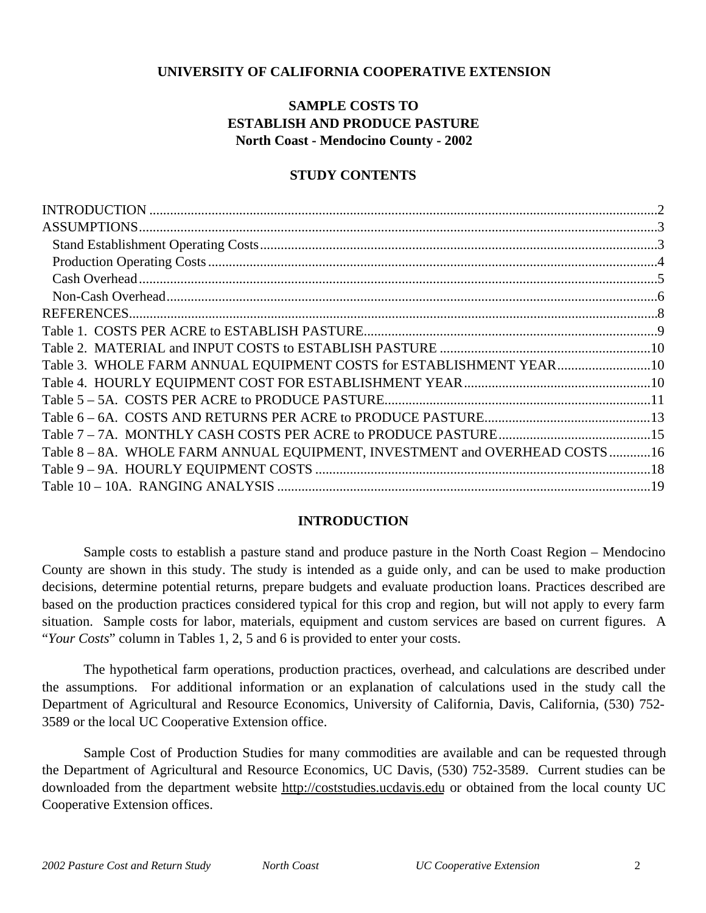**UNIVERSITY OF CALIFORNIA COOPERATIVE EXTENSION**

# SAMPLE COSTS TO ESTABLISH AND PRODUCE PASTURE
## North Coast - Mendocino County - 2002

## STUDY CONTENTS

INTRODUCTION ....................................................................................2
ASSUMPTIONS......................................................................................3
- Stand Establishment Operating Costs....................................................3
- Production Operating Costs.................................................................4
- Cash Overhead.................................................................................5
- Non-Cash Overhead...........................................................................6

REFERENCES........................................................................................8
Table 1. COSTS PER ACRE to ESTABLISH PASTURE........................................9
Table 2. MATERIAL and INPUT COSTS to ESTABLISH PASTURE ..........................10
Table 3. WHOLE FARM ANNUAL EQUIPMENT COSTS for ESTABLISHMENT YEAR...........10
Table 4. HOURLY EQUIPMENT COST FOR ESTABLISHMENT YEAR............................10
Table 5 – 5A. COSTS PER ACRE to PRODUCE PASTURE.......................................11
Table 6 – 6A. COSTS AND RETURNS PER ACRE to PRODUCE PASTURE....................13
Table 7 – 7A. MONTHLY CASH COSTS PER ACRE to PRODUCE PASTURE..................15
Table 8 – 8A. WHOLE FARM ANNUAL EQUIPMENT, INVESTMENT and OVERHEAD COSTS............16
Table 9 – 9A. HOURLY EQUIPMENT COSTS .....................................................18
Table 10 – 10A. RANGING ANALYSIS ...........................................................19

## INTRODUCTION

Sample costs to establish a pasture stand and produce pasture in the North Coast Region – Mendocino County are shown in this study. The study is intended as a guide only, and can be used to make production decisions, determine potential returns, prepare budgets and evaluate production loans. Practices described are based on the production practices considered typical for this crop and region, but will not apply to every farm situation. Sample costs for labor, materials, equipment and custom services are based on current figures. A "*Your Costs*" column in Tables 1, 2, 5 and 6 is provided to enter your costs.

The hypothetical farm operations, production practices, overhead, and calculations are described under the assumptions. For additional information or an explanation of calculations used in the study call the Department of Agricultural and Resource Economics, University of California, Davis, California, (530) 752-3589 or the local UC Cooperative Extension office.

Sample Cost of Production Studies for many commodities are available and can be requested through the Department of Agricultural and Resource Economics, UC Davis, (530) 752-3589. Current studies can be downloaded from the department website http://coststudies.ucdavis.edu or obtained from the local county UC Cooperative Extension offices.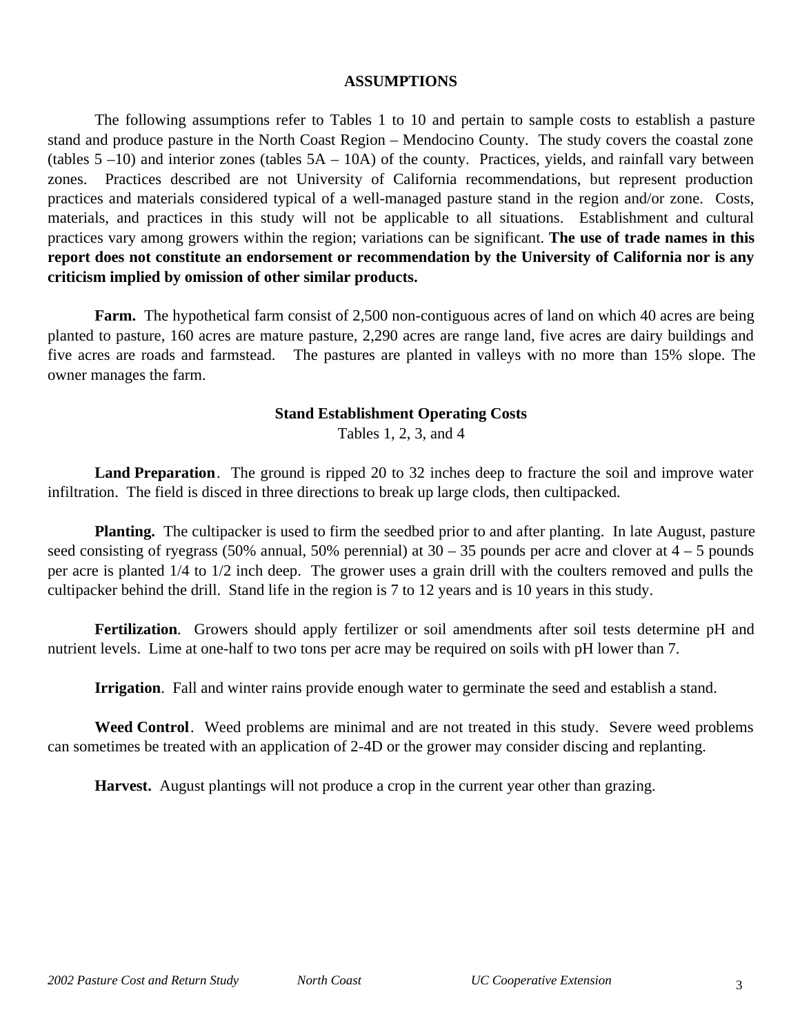# ASSUMPTIONS

The following assumptions refer to Tables 1 to 10 and pertain to sample costs to establish a pasture stand and produce pasture in the North Coast Region – Mendocino County. The study covers the coastal zone (tables 5 –10) and interior zones (tables 5A – 10A) of the county. Practices, yields, and rainfall vary between zones. Practices described are not University of California recommendations, but represent production practices and materials considered typical of a well-managed pasture stand in the region and/or zone. Costs, materials, and practices in this study will not be applicable to all situations. Establishment and cultural practices vary among growers within the region; variations can be significant. **The use of trade names in this report does not constitute an endorsement or recommendation by the University of California nor is any criticism implied by omission of other similar products.**

**Farm.** The hypothetical farm consist of 2,500 non-contiguous acres of land on which 40 acres are being planted to pasture, 160 acres are mature pasture, 2,290 acres are range land, five acres are dairy buildings and five acres are roads and farmstead. The pastures are planted in valleys with no more than 15% slope. The owner manages the farm.

## Stand Establishment Operating Costs

Tables 1, 2, 3, and 4

**Land Preparation**. The ground is ripped 20 to 32 inches deep to fracture the soil and improve water infiltration. The field is disced in three directions to break up large clods, then cultipacked.

**Planting.** The cultipacker is used to firm the seedbed prior to and after planting. In late August, pasture seed consisting of ryegrass (50% annual, 50% perennial) at 30 – 35 pounds per acre and clover at 4 – 5 pounds per acre is planted 1/4 to 1/2 inch deep. The grower uses a grain drill with the coulters removed and pulls the cultipacker behind the drill. Stand life in the region is 7 to 12 years and is 10 years in this study.

**Fertilization**. Growers should apply fertilizer or soil amendments after soil tests determine pH and nutrient levels. Lime at one-half to two tons per acre may be required on soils with pH lower than 7.

**Irrigation**. Fall and winter rains provide enough water to germinate the seed and establish a stand.

**Weed Control**. Weed problems are minimal and are not treated in this study. Severe weed problems can sometimes be treated with an application of 2-4D or the grower may consider discing and replanting.

**Harvest.** August plantings will not produce a crop in the current year other than grazing.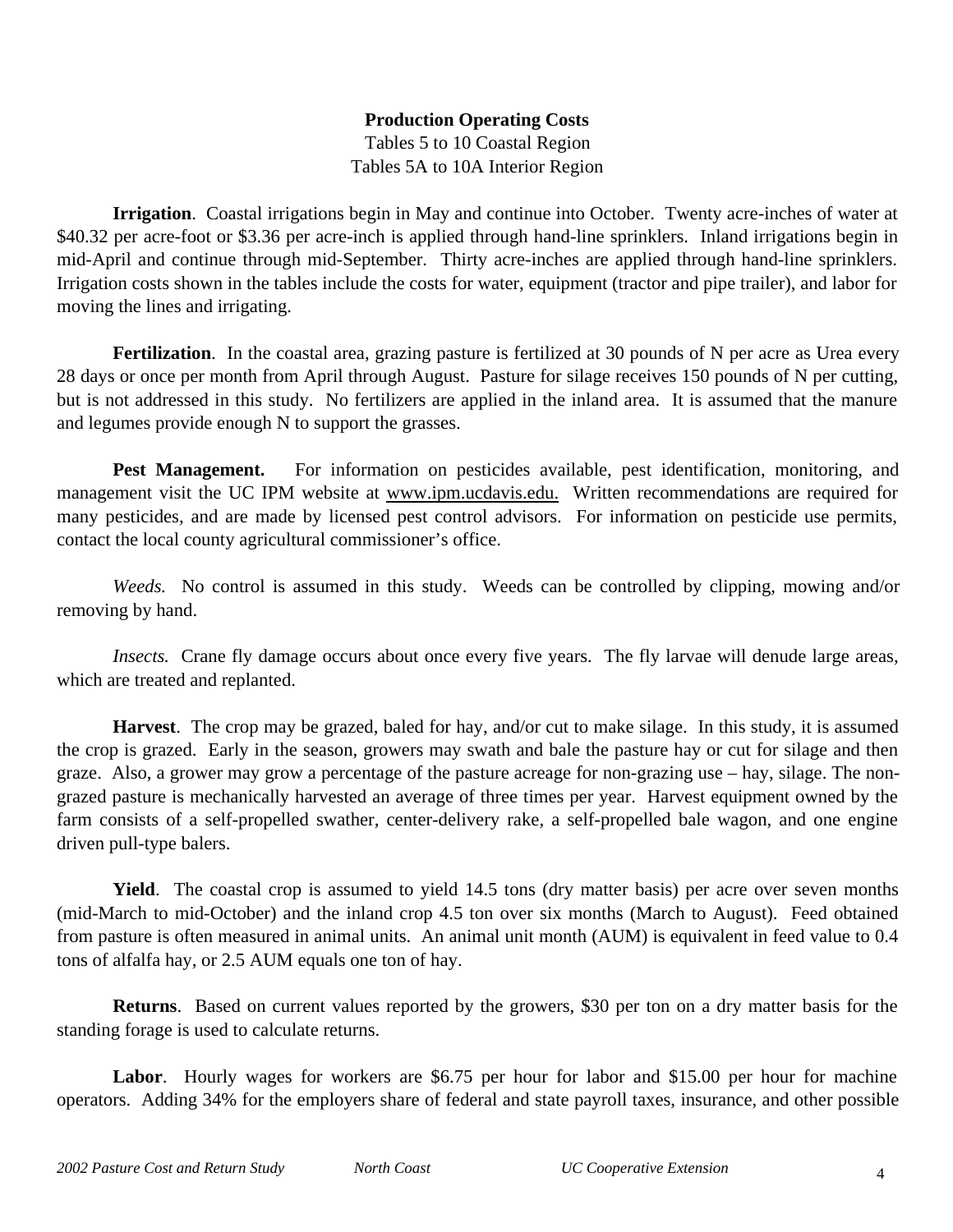## Production Operating Costs

Tables 5 to 10 Coastal Region
Tables 5A to 10A Interior Region

**Irrigation**. Coastal irrigations begin in May and continue into October. Twenty acre-inches of water at $40.32 per acre-foot or $3.36 per acre-inch is applied through hand-line sprinklers. Inland irrigations begin in mid-April and continue through mid-September. Thirty acre-inches are applied through hand-line sprinklers. Irrigation costs shown in the tables include the costs for water, equipment (tractor and pipe trailer), and labor for moving the lines and irrigating.

**Fertilization**. In the coastal area, grazing pasture is fertilized at 30 pounds of N per acre as Urea every 28 days or once per month from April through August. Pasture for silage receives 150 pounds of N per cutting, but is not addressed in this study. No fertilizers are applied in the inland area. It is assumed that the manure and legumes provide enough N to support the grasses.

**Pest Management.** For information on pesticides available, pest identification, monitoring, and management visit the UC IPM website at www.ipm.ucdavis.edu. Written recommendations are required for many pesticides, and are made by licensed pest control advisors. For information on pesticide use permits, contact the local county agricultural commissioner's office.

*Weeds.* No control is assumed in this study. Weeds can be controlled by clipping, mowing and/or removing by hand.

*Insects.* Crane fly damage occurs about once every five years. The fly larvae will denude large areas, which are treated and replanted.

**Harvest**. The crop may be grazed, baled for hay, and/or cut to make silage. In this study, it is assumed the crop is grazed. Early in the season, growers may swath and bale the pasture hay or cut for silage and then graze. Also, a grower may grow a percentage of the pasture acreage for non-grazing use – hay, silage. The non-grazed pasture is mechanically harvested an average of three times per year. Harvest equipment owned by the farm consists of a self-propelled swather, center-delivery rake, a self-propelled bale wagon, and one engine driven pull-type balers.

**Yield**. The coastal crop is assumed to yield 14.5 tons (dry matter basis) per acre over seven months (mid-March to mid-October) and the inland crop 4.5 ton over six months (March to August). Feed obtained from pasture is often measured in animal units. An animal unit month (AUM) is equivalent in feed value to 0.4 tons of alfalfa hay, or 2.5 AUM equals one ton of hay.

**Returns**. Based on current values reported by the growers, $30 per ton on a dry matter basis for the standing forage is used to calculate returns.

**Labor**. Hourly wages for workers are $6.75 per hour for labor and $15.00 per hour for machine operators. Adding 34% for the employers share of federal and state payroll taxes, insurance, and other possible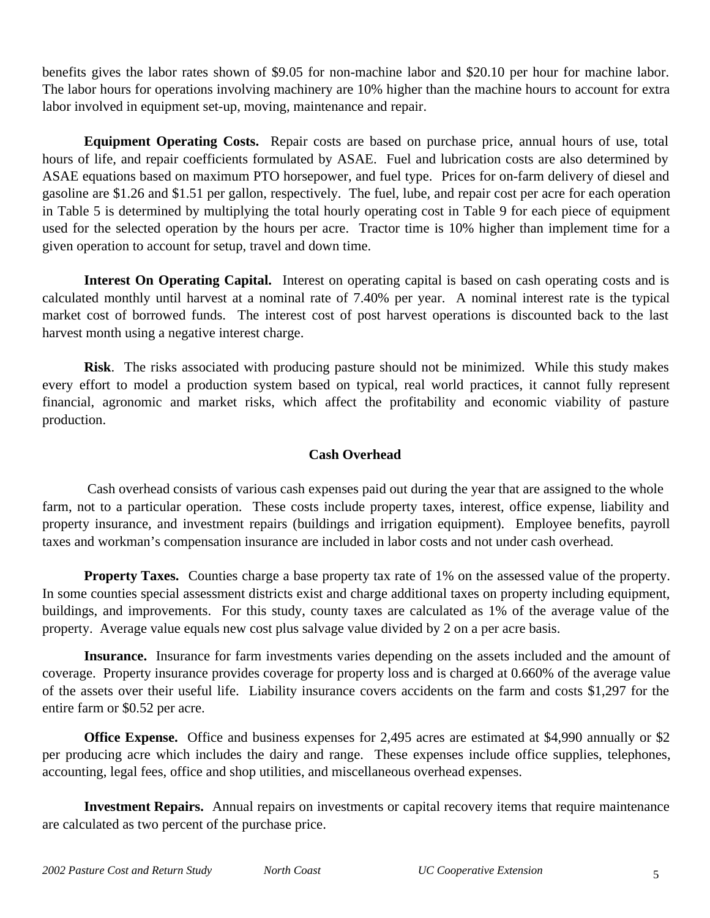benefits gives the labor rates shown of $9.05 for non-machine labor and $20.10 per hour for machine labor. The labor hours for operations involving machinery are 10% higher than the machine hours to account for extra labor involved in equipment set-up, moving, maintenance and repair.

**Equipment Operating Costs.** Repair costs are based on purchase price, annual hours of use, total hours of life, and repair coefficients formulated by ASAE. Fuel and lubrication costs are also determined by ASAE equations based on maximum PTO horsepower, and fuel type. Prices for on-farm delivery of diesel and gasoline are $1.26 and $1.51 per gallon, respectively. The fuel, lube, and repair cost per acre for each operation in Table 5 is determined by multiplying the total hourly operating cost in Table 9 for each piece of equipment used for the selected operation by the hours per acre. Tractor time is 10% higher than implement time for a given operation to account for setup, travel and down time.

**Interest On Operating Capital.** Interest on operating capital is based on cash operating costs and is calculated monthly until harvest at a nominal rate of 7.40% per year. A nominal interest rate is the typical market cost of borrowed funds. The interest cost of post harvest operations is discounted back to the last harvest month using a negative interest charge.

**Risk**. The risks associated with producing pasture should not be minimized. While this study makes every effort to model a production system based on typical, real world practices, it cannot fully represent financial, agronomic and market risks, which affect the profitability and economic viability of pasture production.

## Cash Overhead

Cash overhead consists of various cash expenses paid out during the year that are assigned to the whole farm, not to a particular operation. These costs include property taxes, interest, office expense, liability and property insurance, and investment repairs (buildings and irrigation equipment). Employee benefits, payroll taxes and workman's compensation insurance are included in labor costs and not under cash overhead.

**Property Taxes.** Counties charge a base property tax rate of 1% on the assessed value of the property. In some counties special assessment districts exist and charge additional taxes on property including equipment, buildings, and improvements. For this study, county taxes are calculated as 1% of the average value of the property. Average value equals new cost plus salvage value divided by 2 on a per acre basis.

**Insurance.** Insurance for farm investments varies depending on the assets included and the amount of coverage. Property insurance provides coverage for property loss and is charged at 0.660% of the average value of the assets over their useful life. Liability insurance covers accidents on the farm and costs $1,297 for the entire farm or $0.52 per acre.

**Office Expense.** Office and business expenses for 2,495 acres are estimated at $4,990 annually or $2 per producing acre which includes the dairy and range. These expenses include office supplies, telephones, accounting, legal fees, office and shop utilities, and miscellaneous overhead expenses.

**Investment Repairs.** Annual repairs on investments or capital recovery items that require maintenance are calculated as two percent of the purchase price.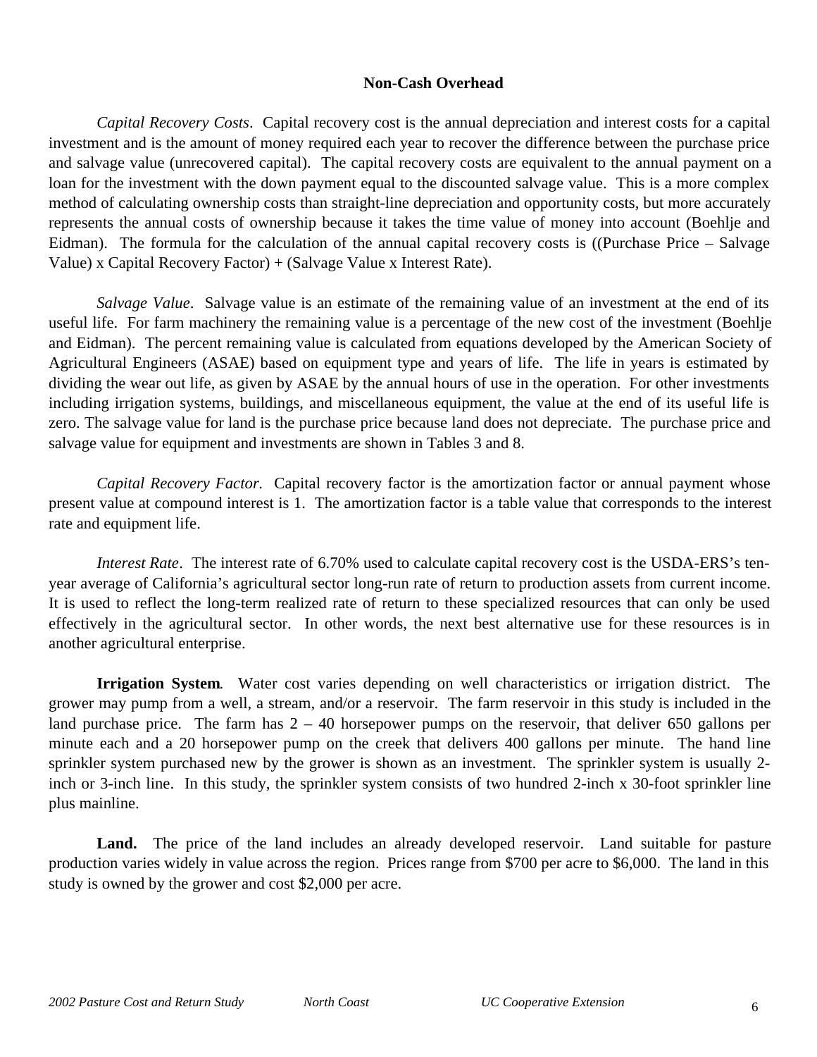## Non-Cash Overhead

*Capital Recovery Costs*. Capital recovery cost is the annual depreciation and interest costs for a capital investment and is the amount of money required each year to recover the difference between the purchase price and salvage value (unrecovered capital). The capital recovery costs are equivalent to the annual payment on a loan for the investment with the down payment equal to the discounted salvage value. This is a more complex method of calculating ownership costs than straight-line depreciation and opportunity costs, but more accurately represents the annual costs of ownership because it takes the time value of money into account (Boehlje and Eidman). The formula for the calculation of the annual capital recovery costs is ((Purchase Price – Salvage Value) x Capital Recovery Factor) + (Salvage Value x Interest Rate).

*Salvage Value*. Salvage value is an estimate of the remaining value of an investment at the end of its useful life. For farm machinery the remaining value is a percentage of the new cost of the investment (Boehlje and Eidman). The percent remaining value is calculated from equations developed by the American Society of Agricultural Engineers (ASAE) based on equipment type and years of life. The life in years is estimated by dividing the wear out life, as given by ASAE by the annual hours of use in the operation. For other investments including irrigation systems, buildings, and miscellaneous equipment, the value at the end of its useful life is zero. The salvage value for land is the purchase price because land does not depreciate. The purchase price and salvage value for equipment and investments are shown in Tables 3 and 8.

*Capital Recovery Factor.* Capital recovery factor is the amortization factor or annual payment whose present value at compound interest is 1. The amortization factor is a table value that corresponds to the interest rate and equipment life.

*Interest Rate*. The interest rate of 6.70% used to calculate capital recovery cost is the USDA-ERS's ten-year average of California's agricultural sector long-run rate of return to production assets from current income. It is used to reflect the long-term realized rate of return to these specialized resources that can only be used effectively in the agricultural sector. In other words, the next best alternative use for these resources is in another agricultural enterprise.

**Irrigation System**. Water cost varies depending on well characteristics or irrigation district. The grower may pump from a well, a stream, and/or a reservoir. The farm reservoir in this study is included in the land purchase price. The farm has 2 – 40 horsepower pumps on the reservoir, that deliver 650 gallons per minute each and a 20 horsepower pump on the creek that delivers 400 gallons per minute. The hand line sprinkler system purchased new by the grower is shown as an investment. The sprinkler system is usually 2-inch or 3-inch line. In this study, the sprinkler system consists of two hundred 2-inch x 30-foot sprinkler line plus mainline.

**Land.** The price of the land includes an already developed reservoir. Land suitable for pasture production varies widely in value across the region. Prices range from $700 per acre to $6,000. The land in this study is owned by the grower and cost $2,000 per acre.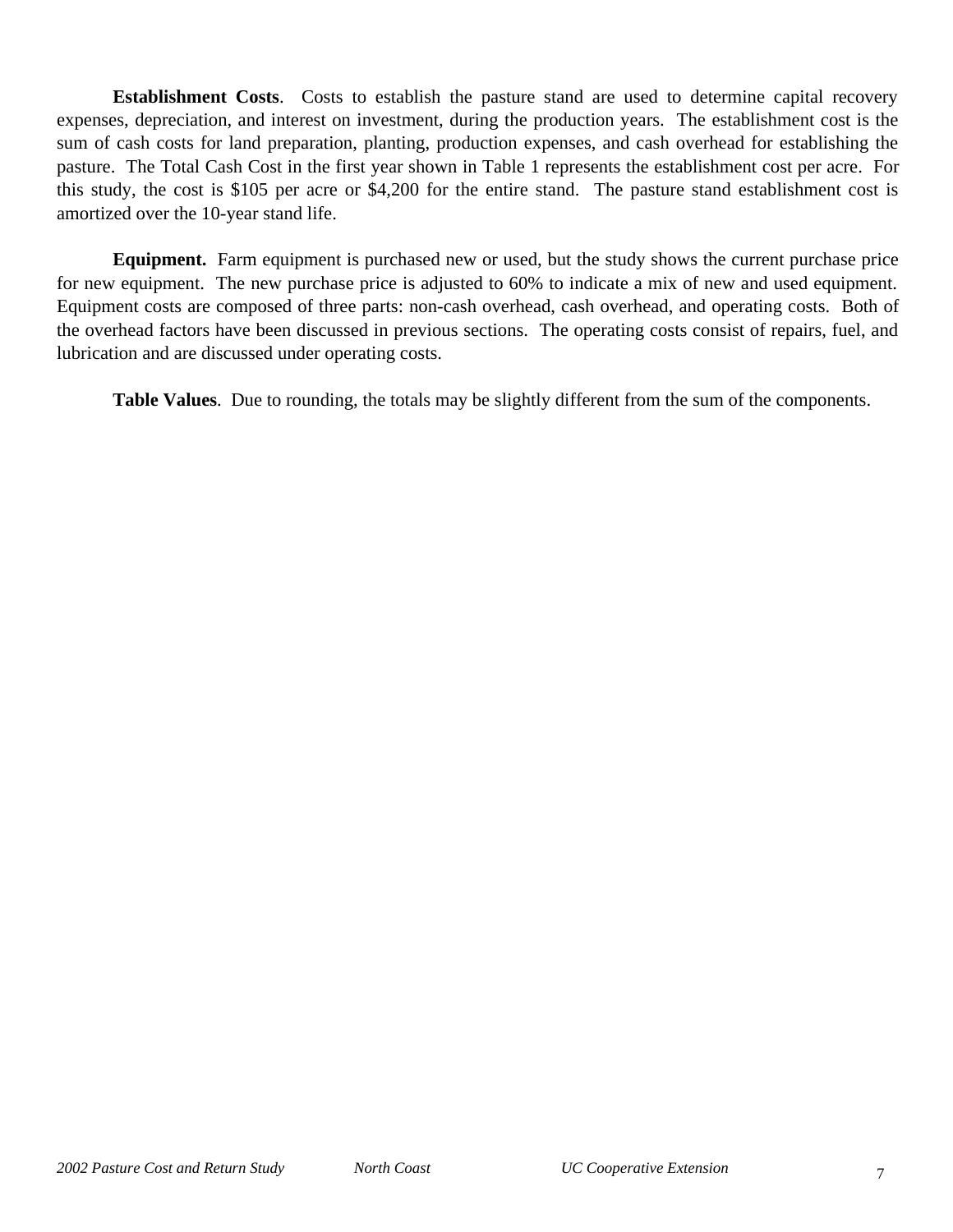**Establishment Costs**. Costs to establish the pasture stand are used to determine capital recovery expenses, depreciation, and interest on investment, during the production years. The establishment cost is the sum of cash costs for land preparation, planting, production expenses, and cash overhead for establishing the pasture. The Total Cash Cost in the first year shown in Table 1 represents the establishment cost per acre. For this study, the cost is $105 per acre or $4,200 for the entire stand. The pasture stand establishment cost is amortized over the 10-year stand life.

**Equipment.** Farm equipment is purchased new or used, but the study shows the current purchase price for new equipment. The new purchase price is adjusted to 60% to indicate a mix of new and used equipment. Equipment costs are composed of three parts: non-cash overhead, cash overhead, and operating costs. Both of the overhead factors have been discussed in previous sections. The operating costs consist of repairs, fuel, and lubrication and are discussed under operating costs.

**Table Values**. Due to rounding, the totals may be slightly different from the sum of the components.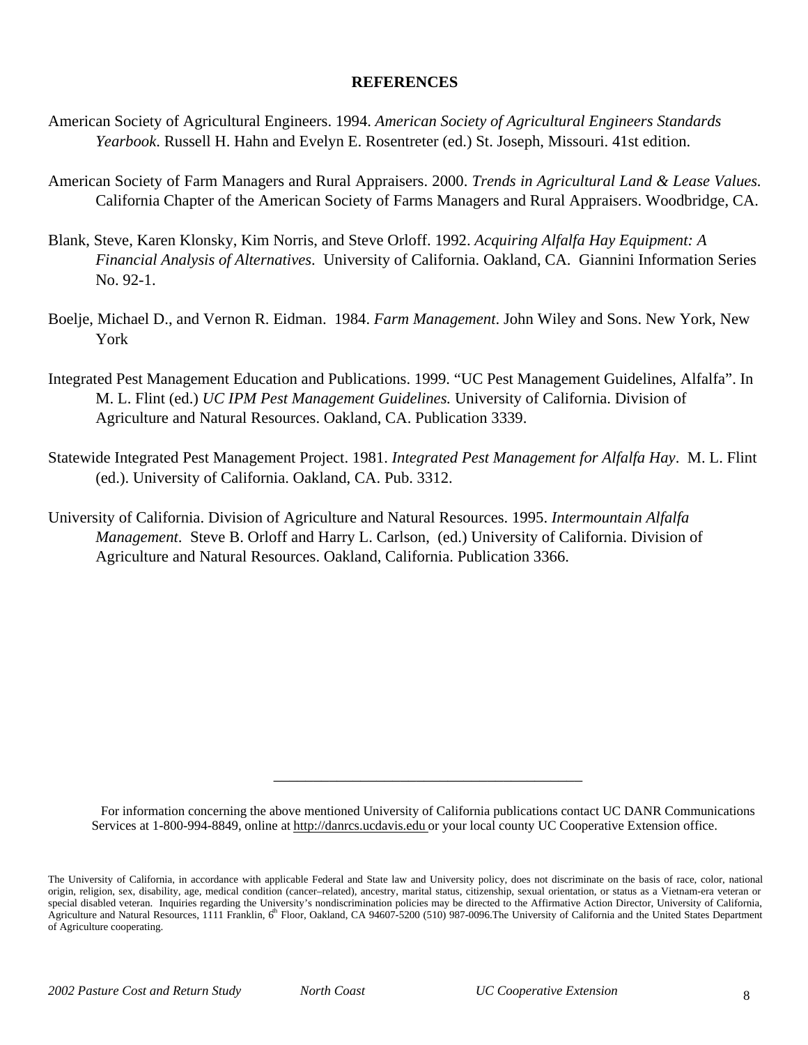## REFERENCES

American Society of Agricultural Engineers. 1994. *American Society of Agricultural Engineers Standards Yearbook*. Russell H. Hahn and Evelyn E. Rosentreter (ed.) St. Joseph, Missouri. 41st edition.

American Society of Farm Managers and Rural Appraisers. 2000. *Trends in Agricultural Land & Lease Values*. California Chapter of the American Society of Farms Managers and Rural Appraisers. Woodbridge, CA.

Blank, Steve, Karen Klonsky, Kim Norris, and Steve Orloff. 1992. *Acquiring Alfalfa Hay Equipment: A Financial Analysis of Alternatives*. University of California. Oakland, CA. Giannini Information Series No. 92-1.

Boelje, Michael D., and Vernon R. Eidman. 1984. *Farm Management*. John Wiley and Sons. New York, New York

Integrated Pest Management Education and Publications. 1999. "UC Pest Management Guidelines, Alfalfa". In M. L. Flint (ed.) *UC IPM Pest Management Guidelines.* University of California. Division of Agriculture and Natural Resources. Oakland, CA. Publication 3339.

Statewide Integrated Pest Management Project. 1981. *Integrated Pest Management for Alfalfa Hay*. M. L. Flint (ed.). University of California. Oakland, CA. Pub. 3312.

University of California. Division of Agriculture and Natural Resources. 1995. *Intermountain Alfalfa Management*. Steve B. Orloff and Harry L. Carlson, (ed.) University of California. Division of Agriculture and Natural Resources. Oakland, California. Publication 3366.

---

For information concerning the above mentioned University of California publications contact UC DANR Communications Services at 1-800-994-8849, online at http://danrcs.ucdavis.edu or your local county UC Cooperative Extension office.

The University of California, in accordance with applicable Federal and State law and University policy, does not discriminate on the basis of race, color, national origin, religion, sex, disability, age, medical condition (cancer–related), ancestry, marital status, citizenship, sexual orientation, or status as a Vietnam-era veteran or special disabled veteran. Inquiries regarding the University's nondiscrimination policies may be directed to the Affirmative Action Director, University of California, Agriculture and Natural Resources, 1111 Franklin, 6th Floor, Oakland, CA 94607-5200 (510) 987-0096.The University of California and the United States Department of Agriculture cooperating.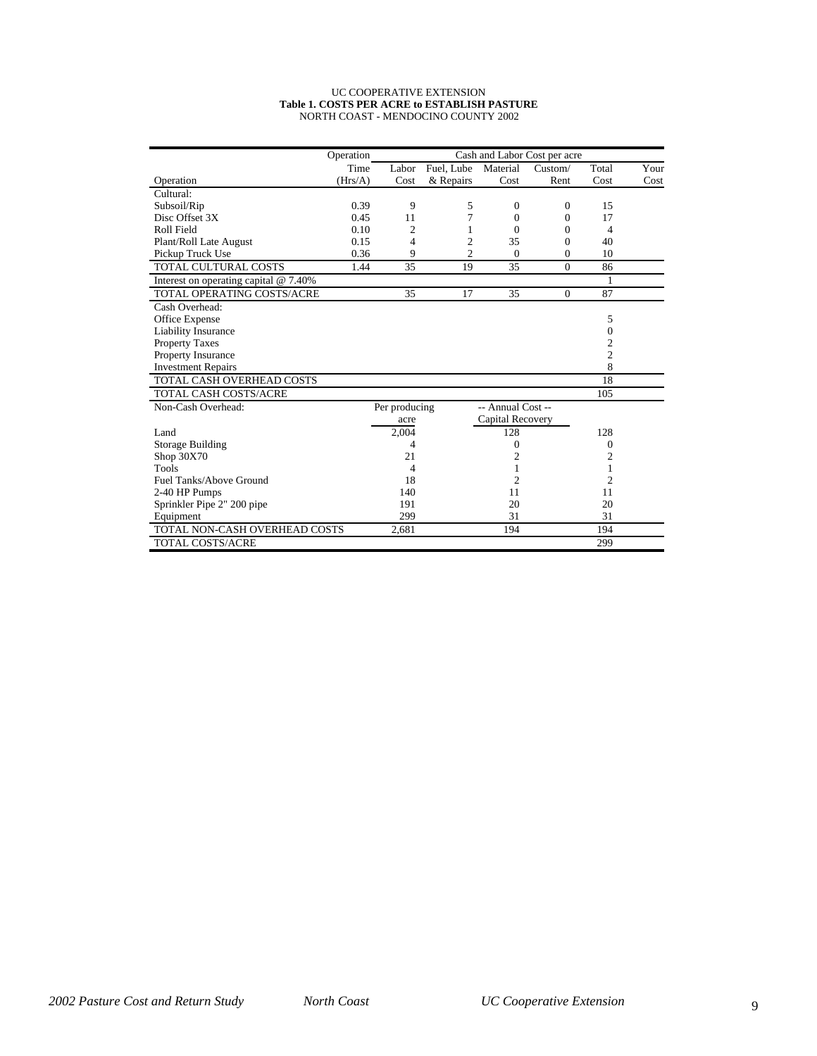UC COOPERATIVE EXTENSION

**Table 1. COSTS PER ACRE to ESTABLISH PASTURE**

NORTH COAST - MENDOCINO COUNTY 2002

| | Operation | Cash and Labor Cost per acre | | | | | |
|---|---|---|---|---|---|---|---|
| | Time | Labor | Fuel, Lube | Material | Custom/ | Total | Your |
| Operation | (Hrs/A) | Cost | & Repairs | Cost | Rent | Cost | Cost |
| Cultural: | | | | | | | |
| Subsoil/Rip | 0.39 | 9 | 5 | 0 | 0 | 15 | |
| Disc Offset 3X | 0.45 | 11 | 7 | 0 | 0 | 17 | |
| Roll Field | 0.10 | 2 | 1 | 0 | 0 | 4 | |
| Plant/Roll Late August | 0.15 | 4 | 2 | 35 | 0 | 40 | |
| Pickup Truck Use | 0.36 | 9 | 2 | 0 | 0 | 10 | |
| TOTAL CULTURAL COSTS | 1.44 | 35 | 19 | 35 | 0 | 86 | |
| Interest on operating capital @ 7.40% | | | | | | 1 | |
| TOTAL OPERATING COSTS/ACRE | | 35 | 17 | 35 | 0 | 87 | |
| Cash Overhead: | | | | | | | |
| Office Expense | | | | | | 5 | |
| Liability Insurance | | | | | | 0 | |
| Property Taxes | | | | | | 2 | |
| Property Insurance | | | | | | 2 | |
| Investment Repairs | | | | | | 8 | |
| TOTAL CASH OVERHEAD COSTS | | | | | | 18 | |
| TOTAL CASH COSTS/ACRE | | | | | | 105 | |
| Non-Cash Overhead: | | Per producing acre | | -- Annual Cost -- Capital Recovery | | | |
| Land | | 2,004 | | 128 | | 128 | |
| Storage Building | | 4 | | 0 | | 0 | |
| Shop 30X70 | | 21 | | 2 | | 2 | |
| Tools | | 4 | | 1 | | 1 | |
| Fuel Tanks/Above Ground | | 18 | | 2 | | 2 | |
| 2-40 HP Pumps | | 140 | | 11 | | 11 | |
| Sprinkler Pipe 2" 200 pipe | | 191 | | 20 | | 20 | |
| Equipment | | 299 | | 31 | | 31 | |
| TOTAL NON-CASH OVERHEAD COSTS | | 2,681 | | 194 | | 194 | |
| TOTAL COSTS/ACRE | | | | | | 299 | |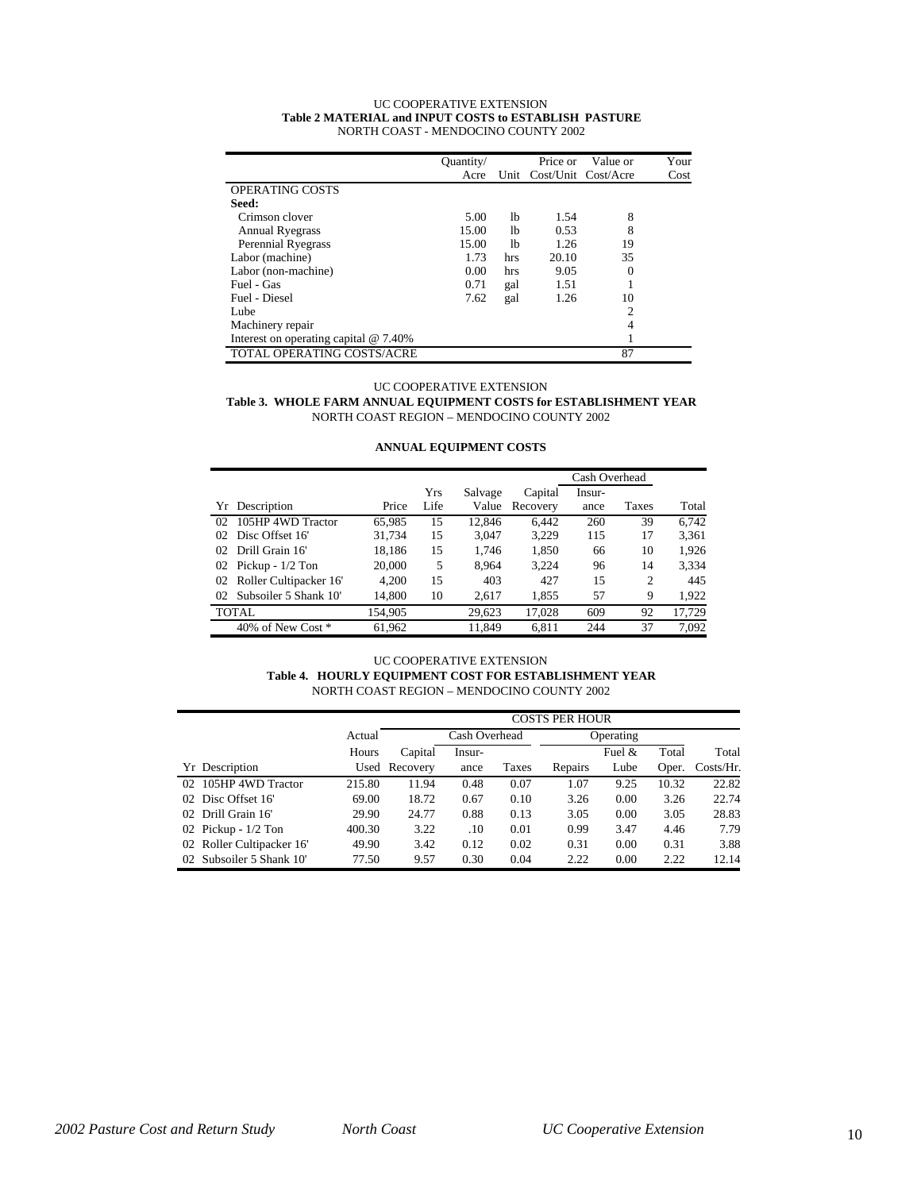UC COOPERATIVE EXTENSION
**Table 2 MATERIAL and INPUT COSTS to ESTABLISH PASTURE**
NORTH COAST - MENDOCINO COUNTY 2002

| | Quantity/ Acre | Unit | Price or Cost/Unit | Value or Cost/Acre | Your Cost |
|---|---|---|---|---|---|
| OPERATING COSTS | | | | | |
| **Seed:** | | | | | |
| Crimson clover | 5.00 | lb | 1.54 | 8 | |
| Annual Ryegrass | 15.00 | lb | 0.53 | 8 | |
| Perennial Ryegrass | 15.00 | lb | 1.26 | 19 | |
| Labor (machine) | 1.73 | hrs | 20.10 | 35 | |
| Labor (non-machine) | 0.00 | hrs | 9.05 | 0 | |
| Fuel - Gas | 0.71 | gal | 1.51 | 1 | |
| Fuel - Diesel | 7.62 | gal | 1.26 | 10 | |
| Lube | | | | 2 | |
| Machinery repair | | | | 4 | |
| Interest on operating capital @ 7.40% | | | | 1 | |
| TOTAL OPERATING COSTS/ACRE | | | | 87 | |

UC COOPERATIVE EXTENSION
**Table 3. WHOLE FARM ANNUAL EQUIPMENT COSTS for ESTABLISHMENT YEAR**
NORTH COAST REGION – MENDOCINO COUNTY 2002

**ANNUAL EQUIPMENT COSTS**

| | | | | | | Cash Overhead | | |
|---|---|---|---|---|---|---|---|---|
| Yr | Description | Price | Yrs Life | Salvage Value | Capital Recovery | Insur-ance | Taxes | Total |
| 02 | 105HP 4WD Tractor | 65,985 | 15 | 12,846 | 6,442 | 260 | 39 | 6,742 |
| 02 | Disc Offset 16' | 31,734 | 15 | 3,047 | 3,229 | 115 | 17 | 3,361 |
| 02 | Drill Grain 16' | 18,186 | 15 | 1,746 | 1,850 | 66 | 10 | 1,926 |
| 02 | Pickup - 1/2 Ton | 20,000 | 5 | 8,964 | 3,224 | 96 | 14 | 3,334 |
| 02 | Roller Cultipacker 16' | 4,200 | 15 | 403 | 427 | 15 | 2 | 445 |
| 02 | Subsoiler 5 Shank 10' | 14,800 | 10 | 2,617 | 1,855 | 57 | 9 | 1,922 |
| TOTAL | | 154,905 | | 29,623 | 17,028 | 609 | 92 | 17,729 |
| | 40% of New Cost * | 61,962 | | 11,849 | 6,811 | 244 | 37 | 7,092 |

UC COOPERATIVE EXTENSION
**Table 4. HOURLY EQUIPMENT COST FOR ESTABLISHMENT YEAR**
NORTH COAST REGION – MENDOCINO COUNTY 2002

| | | | COSTS PER HOUR | | | | | | |
|---|---|---|---|---|---|---|---|---|---|
| | | Actual | | Cash Overhead | | Operating | | | |
| Yr | Description | Hours Used | Capital Recovery | Insur-ance | Taxes | Repairs | Fuel & Lube | Total Oper. | Total Costs/Hr. |
| 02 | 105HP 4WD Tractor | 215.80 | 11.94 | 0.48 | 0.07 | 1.07 | 9.25 | 10.32 | 22.82 |
| 02 | Disc Offset 16' | 69.00 | 18.72 | 0.67 | 0.10 | 3.26 | 0.00 | 3.26 | 22.74 |
| 02 | Drill Grain 16' | 29.90 | 24.77 | 0.88 | 0.13 | 3.05 | 0.00 | 3.05 | 28.83 |
| 02 | Pickup - 1/2 Ton | 400.30 | 3.22 | .10 | 0.01 | 0.99 | 3.47 | 4.46 | 7.79 |
| 02 | Roller Cultipacker 16' | 49.90 | 3.42 | 0.12 | 0.02 | 0.31 | 0.00 | 0.31 | 3.88 |
| 02 | Subsoiler 5 Shank 10' | 77.50 | 9.57 | 0.30 | 0.04 | 2.22 | 0.00 | 2.22 | 12.14 |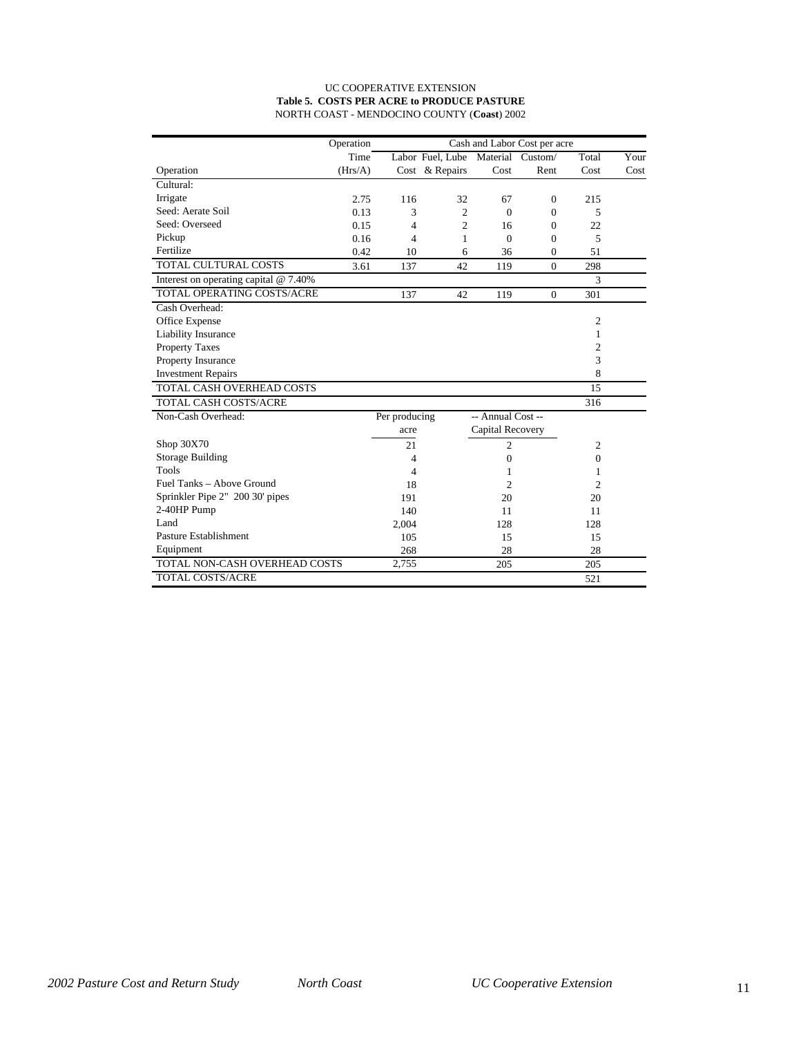UC COOPERATIVE EXTENSION

**Table 5. COSTS PER ACRE to PRODUCE PASTURE**

NORTH COAST - MENDOCINO COUNTY (**Coast**) 2002

| | Operation | Cash and Labor Cost per acre | | | | | |
|---|---|---|---|---|---|---|---|
| | Time | Labor | Fuel, Lube | Material | Custom/ | Total | Your |
| Operation | (Hrs/A) | Cost | & Repairs | Cost | Rent | Cost | Cost |
| Cultural: | | | | | | | |
| Irrigate | 2.75 | 116 | 32 | 67 | 0 | 215 | |
| Seed: Aerate Soil | 0.13 | 3 | 2 | 0 | 0 | 5 | |
| Seed: Overseed | 0.15 | 4 | 2 | 16 | 0 | 22 | |
| Pickup | 0.16 | 4 | 1 | 0 | 0 | 5 | |
| Fertilize | 0.42 | 10 | 6 | 36 | 0 | 51 | |
| TOTAL CULTURAL COSTS | 3.61 | 137 | 42 | 119 | 0 | 298 | |
| Interest on operating capital @ 7.40% | | | | | | 3 | |
| TOTAL OPERATING COSTS/ACRE | | 137 | 42 | 119 | 0 | 301 | |
| Cash Overhead: | | | | | | | |
| Office Expense | | | | | | 2 | |
| Liability Insurance | | | | | | 1 | |
| Property Taxes | | | | | | 2 | |
| Property Insurance | | | | | | 3 | |
| Investment Repairs | | | | | | 8 | |
| TOTAL CASH OVERHEAD COSTS | | | | | | 15 | |
| TOTAL CASH COSTS/ACRE | | | | | | 316 | |
| Non-Cash Overhead: | | Per producing acre | | -- Annual Cost -- Capital Recovery | | | |
| Shop 30X70 | | 21 | | 2 | | 2 | |
| Storage Building | | 4 | | 0 | | 0 | |
| Tools | | 4 | | 1 | | 1 | |
| Fuel Tanks – Above Ground | | 18 | | 2 | | 2 | |
| Sprinkler Pipe 2" 200 30' pipes | | 191 | | 20 | | 20 | |
| 2-40HP Pump | | 140 | | 11 | | 11 | |
| Land | | 2,004 | | 128 | | 128 | |
| Pasture Establishment | | 105 | | 15 | | 15 | |
| Equipment | | 268 | | 28 | | 28 | |
| TOTAL NON-CASH OVERHEAD COSTS | | 2,755 | | 205 | | 205 | |
| TOTAL COSTS/ACRE | | | | | | 521 | |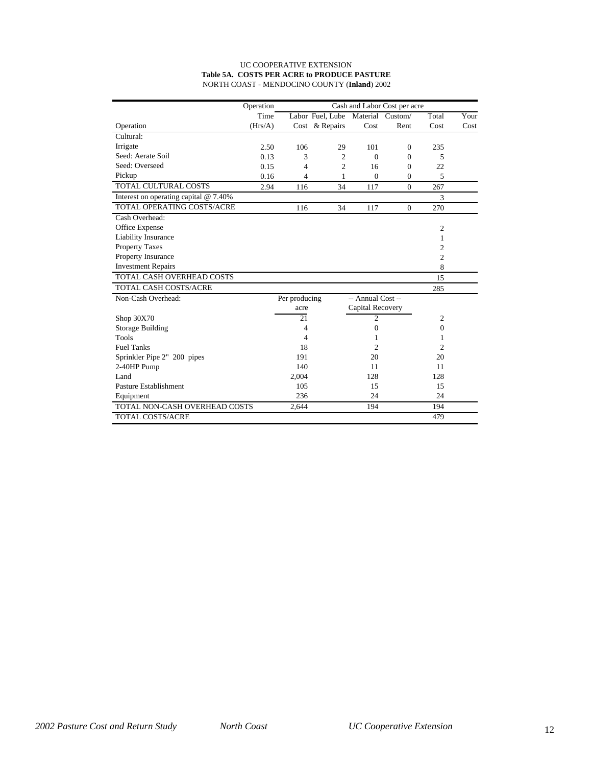UC COOPERATIVE EXTENSION

**Table 5A. COSTS PER ACRE to PRODUCE PASTURE**

NORTH COAST - MENDOCINO COUNTY (**Inland**) 2002

| Operation | Operation Time (Hrs/A) | Labor Cost | Fuel, Lube & Repairs | Material Cost | Custom/ Rent | Total Cost | Your Cost |
|---|---|---|---|---|---|---|---|
| Cultural: | | | | | | | |
| Irrigate | 2.50 | 106 | 29 | 101 | 0 | 235 | |
| Seed: Aerate Soil | 0.13 | 3 | 2 | 0 | 0 | 5 | |
| Seed: Overseed | 0.15 | 4 | 2 | 16 | 0 | 22 | |
| Pickup | 0.16 | 4 | 1 | 0 | 0 | 5 | |
| TOTAL CULTURAL COSTS | 2.94 | 116 | 34 | 117 | 0 | 267 | |
| Interest on operating capital @ 7.40% | | | | | | 3 | |
| TOTAL OPERATING COSTS/ACRE | | 116 | 34 | 117 | 0 | 270 | |
| Cash Overhead: | | | | | | | |
| Office Expense | | | | | | 2 | |
| Liability Insurance | | | | | | 1 | |
| Property Taxes | | | | | | 2 | |
| Property Insurance | | | | | | 2 | |
| Investment Repairs | | | | | | 8 | |
| TOTAL CASH OVERHEAD COSTS | | | | | | 15 | |
| TOTAL CASH COSTS/ACRE | | | | | | 285 | |
| Non-Cash Overhead: | | Per producing acre | | -- Annual Cost -- Capital Recovery | | | |
| Shop 30X70 | | 21 | | 2 | | 2 | |
| Storage Building | | 4 | | 0 | | 0 | |
| Tools | | 4 | | 1 | | 1 | |
| Fuel Tanks | | 18 | | 2 | | 2 | |
| Sprinkler Pipe 2" 200 pipes | | 191 | | 20 | | 20 | |
| 2-40HP Pump | | 140 | | 11 | | 11 | |
| Land | | 2,004 | | 128 | | 128 | |
| Pasture Establishment | | 105 | | 15 | | 15 | |
| Equipment | | 236 | | 24 | | 24 | |
| TOTAL NON-CASH OVERHEAD COSTS | | 2,644 | | 194 | | 194 | |
| TOTAL COSTS/ACRE | | | | | | 479 | |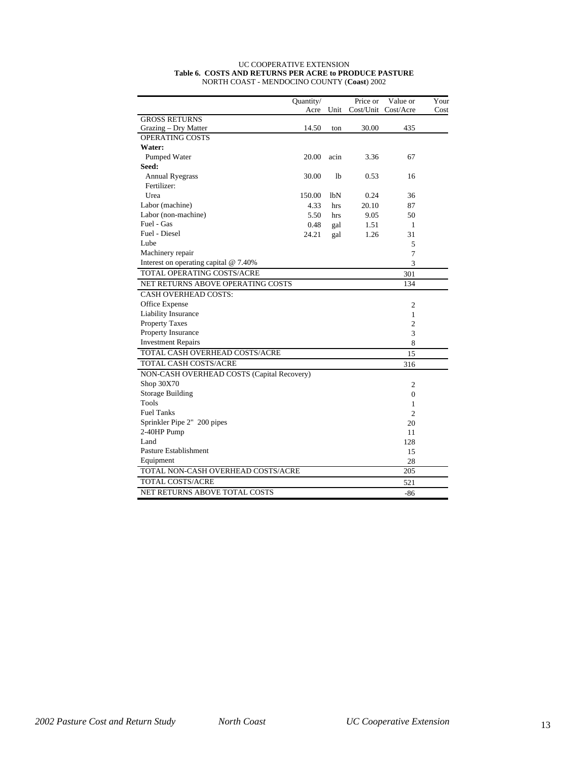UC COOPERATIVE EXTENSION

**Table 6. COSTS AND RETURNS PER ACRE to PRODUCE PASTURE**

NORTH COAST - MENDOCINO COUNTY (**Coast**) 2002

| | Quantity/ Acre | Unit | Price or Cost/Unit | Value or Cost/Acre | Your Cost |
|---|---|---|---|---|---|
| GROSS RETURNS | | | | | |
| Grazing – Dry Matter | 14.50 | ton | 30.00 | 435 | |
| OPERATING COSTS | | | | | |
| **Water:** | | | | | |
| Pumped Water | 20.00 | acin | 3.36 | 67 | |
| **Seed:** | | | | | |
| Annual Ryegrass | 30.00 | lb | 0.53 | 16 | |
| Fertilizer: | | | | | |
| Urea | 150.00 | lbN | 0.24 | 36 | |
| Labor (machine) | 4.33 | hrs | 20.10 | 87 | |
| Labor (non-machine) | 5.50 | hrs | 9.05 | 50 | |
| Fuel - Gas | 0.48 | gal | 1.51 | 1 | |
| Fuel - Diesel | 24.21 | gal | 1.26 | 31 | |
| Lube | | | | 5 | |
| Machinery repair | | | | 7 | |
| Interest on operating capital @ 7.40% | | | | 3 | |
| TOTAL OPERATING COSTS/ACRE | | | | 301 | |
| NET RETURNS ABOVE OPERATING COSTS | | | | 134 | |
| CASH OVERHEAD COSTS: | | | | | |
| Office Expense | | | | 2 | |
| Liability Insurance | | | | 1 | |
| Property Taxes | | | | 2 | |
| Property Insurance | | | | 3 | |
| Investment Repairs | | | | 8 | |
| TOTAL CASH OVERHEAD COSTS/ACRE | | | | 15 | |
| TOTAL CASH COSTS/ACRE | | | | 316 | |
| NON-CASH OVERHEAD COSTS (Capital Recovery) | | | | | |
| Shop 30X70 | | | | 2 | |
| Storage Building | | | | 0 | |
| Tools | | | | 1 | |
| Fuel Tanks | | | | 2 | |
| Sprinkler Pipe 2" 200 pipes | | | | 20 | |
| 2-40HP Pump | | | | 11 | |
| Land | | | | 128 | |
| Pasture Establishment | | | | 15 | |
| Equipment | | | | 28 | |
| TOTAL NON-CASH OVERHEAD COSTS/ACRE | | | | 205 | |
| TOTAL COSTS/ACRE | | | | 521 | |
| NET RETURNS ABOVE TOTAL COSTS | | | | -86 | |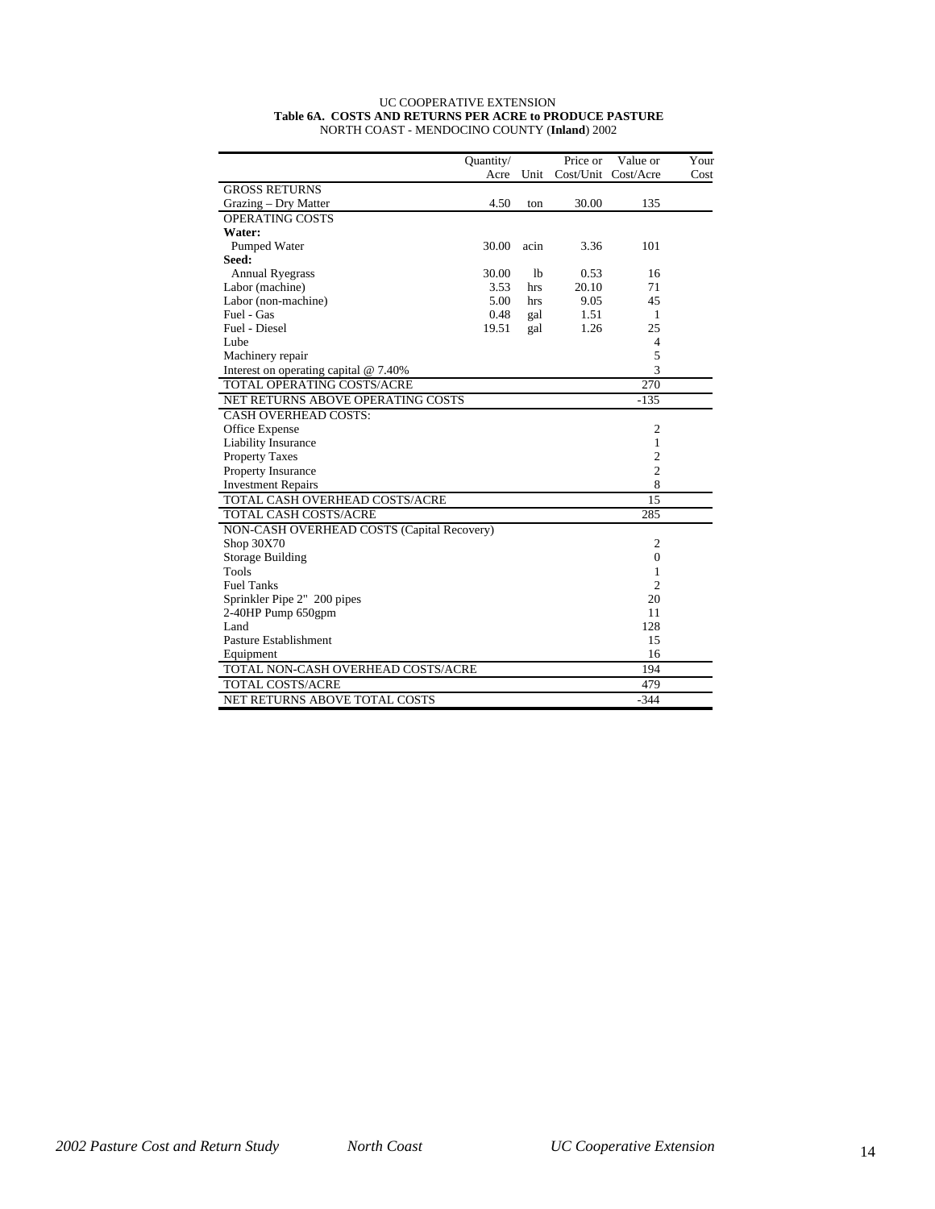UC COOPERATIVE EXTENSION

**Table 6A. COSTS AND RETURNS PER ACRE to PRODUCE PASTURE**

NORTH COAST - MENDOCINO COUNTY (**Inland**) 2002

| | Quantity/ Acre | Unit | Price or Cost/Unit | Value or Cost/Acre | Your Cost |
|---|---|---|---|---|---|
| GROSS RETURNS | | | | | |
| Grazing – Dry Matter | 4.50 | ton | 30.00 | 135 | |
| OPERATING COSTS | | | | | |
| **Water:** | | | | | |
| Pumped Water | 30.00 | acin | 3.36 | 101 | |
| **Seed:** | | | | | |
| Annual Ryegrass | 30.00 | lb | 0.53 | 16 | |
| Labor (machine) | 3.53 | hrs | 20.10 | 71 | |
| Labor (non-machine) | 5.00 | hrs | 9.05 | 45 | |
| Fuel - Gas | 0.48 | gal | 1.51 | 1 | |
| Fuel - Diesel | 19.51 | gal | 1.26 | 25 | |
| Lube | | | | 4 | |
| Machinery repair | | | | 5 | |
| Interest on operating capital @ 7.40% | | | | 3 | |
| TOTAL OPERATING COSTS/ACRE | | | | 270 | |
| NET RETURNS ABOVE OPERATING COSTS | | | | -135 | |
| CASH OVERHEAD COSTS: | | | | | |
| Office Expense | | | | 2 | |
| Liability Insurance | | | | 1 | |
| Property Taxes | | | | 2 | |
| Property Insurance | | | | 2 | |
| Investment Repairs | | | | 8 | |
| TOTAL CASH OVERHEAD COSTS/ACRE | | | | 15 | |
| TOTAL CASH COSTS/ACRE | | | | 285 | |
| NON-CASH OVERHEAD COSTS (Capital Recovery) | | | | | |
| Shop 30X70 | | | | 2 | |
| Storage Building | | | | 0 | |
| Tools | | | | 1 | |
| Fuel Tanks | | | | 2 | |
| Sprinkler Pipe 2" 200 pipes | | | | 20 | |
| 2-40HP Pump 650gpm | | | | 11 | |
| Land | | | | 128 | |
| Pasture Establishment | | | | 15 | |
| Equipment | | | | 16 | |
| TOTAL NON-CASH OVERHEAD COSTS/ACRE | | | | 194 | |
| TOTAL COSTS/ACRE | | | | 479 | |
| NET RETURNS ABOVE TOTAL COSTS | | | | -344 | |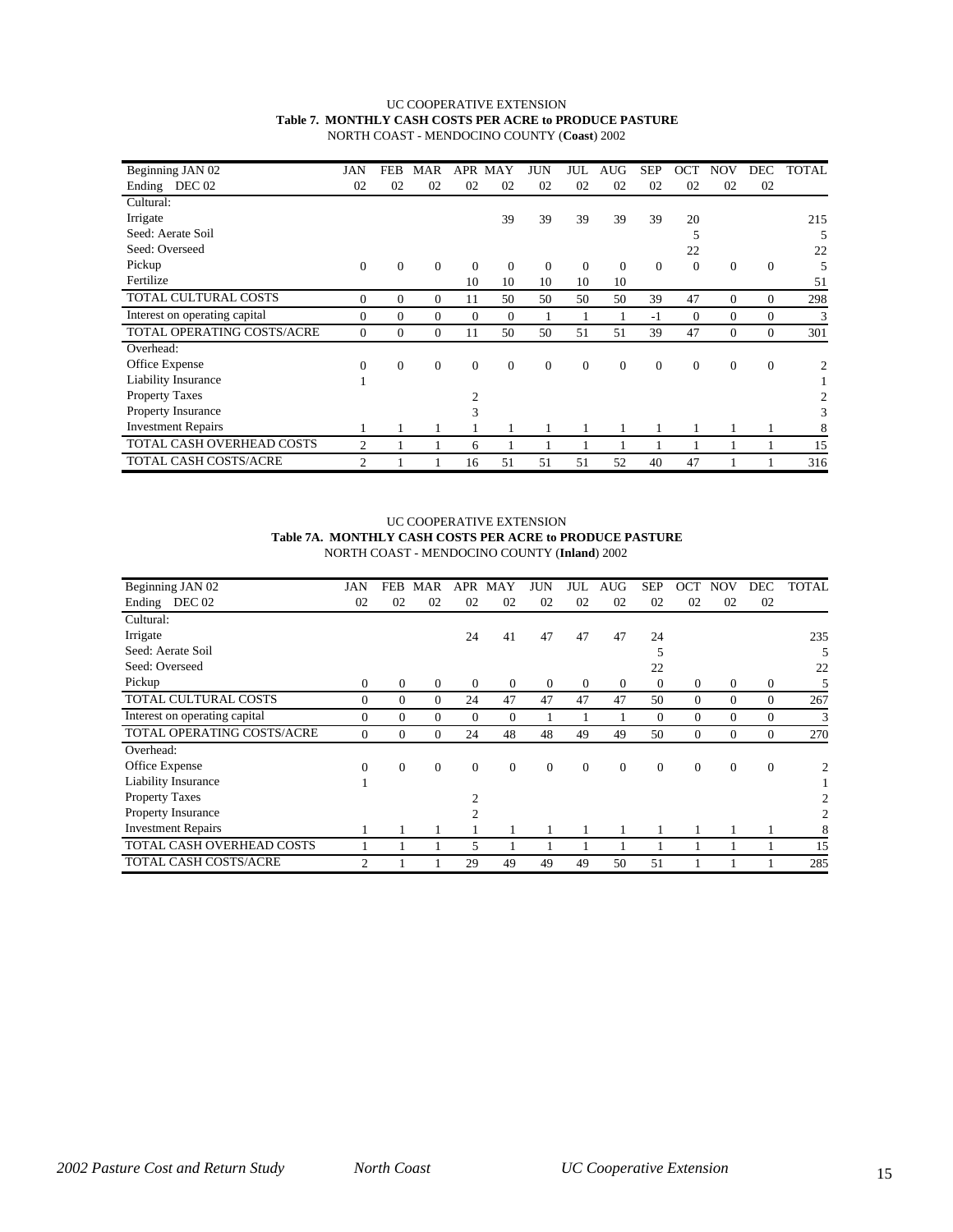UC COOPERATIVE EXTENSION

**Table 7. MONTHLY CASH COSTS PER ACRE to PRODUCE PASTURE**

NORTH COAST - MENDOCINO COUNTY (**Coast**) 2002

| Beginning JAN 02<br>Ending DEC 02 | JAN<br>02 | FEB<br>02 | MAR<br>02 | APR<br>02 | MAY<br>02 | JUN<br>02 | JUL<br>02 | AUG<br>02 | SEP<br>02 | OCT<br>02 | NOV<br>02 | DEC<br>02 | TOTAL |
|---|---|---|---|---|---|---|---|---|---|---|---|---|---|
| Cultural: | | | | | | | | | | | | | |
| Irrigate | | | | | 39 | 39 | 39 | 39 | 39 | 20 | | | 215 |
| Seed: Aerate Soil | | | | | | | | | | 5 | | | 5 |
| Seed: Overseed | | | | | | | | | | 22 | | | 22 |
| Pickup | 0 | 0 | 0 | 0 | 0 | 0 | 0 | 0 | 0 | 0 | 0 | 0 | 5 |
| Fertilize | | | | 10 | 10 | 10 | 10 | 10 | | | | | 51 |
| TOTAL CULTURAL COSTS | 0 | 0 | 0 | 11 | 50 | 50 | 50 | 50 | 39 | 47 | 0 | 0 | 298 |
| Interest on operating capital | 0 | 0 | 0 | 0 | 0 | 1 | 1 | 1 | -1 | 0 | 0 | 0 | 3 |
| TOTAL OPERATING COSTS/ACRE | 0 | 0 | 0 | 11 | 50 | 50 | 51 | 51 | 39 | 47 | 0 | 0 | 301 |
| Overhead: | | | | | | | | | | | | | |
| Office Expense | 0 | 0 | 0 | 0 | 0 | 0 | 0 | 0 | 0 | 0 | 0 | 0 | 2 |
| Liability Insurance | 1 | | | | | | | | | | | | 1 |
| Property Taxes | | | | 2 | | | | | | | | | 2 |
| Property Insurance | | | | 3 | | | | | | | | | 3 |
| Investment Repairs | 1 | 1 | 1 | 1 | 1 | 1 | 1 | 1 | 1 | 1 | 1 | 1 | 8 |
| TOTAL CASH OVERHEAD COSTS | 2 | 1 | 1 | 6 | 1 | 1 | 1 | 1 | 1 | 1 | 1 | 1 | 15 |
| TOTAL CASH COSTS/ACRE | 2 | 1 | 1 | 16 | 51 | 51 | 51 | 52 | 40 | 47 | 1 | 1 | 316 |

UC COOPERATIVE EXTENSION

**Table 7A. MONTHLY CASH COSTS PER ACRE to PRODUCE PASTURE**

NORTH COAST - MENDOCINO COUNTY (**Inland**) 2002

| Beginning JAN 02<br>Ending DEC 02 | JAN<br>02 | FEB<br>02 | MAR<br>02 | APR<br>02 | MAY<br>02 | JUN<br>02 | JUL<br>02 | AUG<br>02 | SEP<br>02 | OCT<br>02 | NOV<br>02 | DEC<br>02 | TOTAL |
|---|---|---|---|---|---|---|---|---|---|---|---|---|---|
| Cultural: | | | | | | | | | | | | | |
| Irrigate | | | | 24 | 41 | 47 | 47 | 47 | 24 | | | | 235 |
| Seed: Aerate Soil | | | | | | | | | 5 | | | | 5 |
| Seed: Overseed | | | | | | | | | 22 | | | | 22 |
| Pickup | 0 | 0 | 0 | 0 | 0 | 0 | 0 | 0 | 0 | 0 | 0 | 0 | 5 |
| TOTAL CULTURAL COSTS | 0 | 0 | 0 | 24 | 47 | 47 | 47 | 47 | 50 | 0 | 0 | 0 | 267 |
| Interest on operating capital | 0 | 0 | 0 | 0 | 0 | 1 | 1 | 1 | 0 | 0 | 0 | 0 | 3 |
| TOTAL OPERATING COSTS/ACRE | 0 | 0 | 0 | 24 | 48 | 48 | 49 | 49 | 50 | 0 | 0 | 0 | 270 |
| Overhead: | | | | | | | | | | | | | |
| Office Expense | 0 | 0 | 0 | 0 | 0 | 0 | 0 | 0 | 0 | 0 | 0 | 0 | 2 |
| Liability Insurance | 1 | | | | | | | | | | | | 1 |
| Property Taxes | | | | 2 | | | | | | | | | 2 |
| Property Insurance | | | | 2 | | | | | | | | | 2 |
| Investment Repairs | 1 | 1 | 1 | 1 | 1 | 1 | 1 | 1 | 1 | 1 | 1 | 1 | 8 |
| TOTAL CASH OVERHEAD COSTS | 1 | 1 | 1 | 5 | 1 | 1 | 1 | 1 | 1 | 1 | 1 | 1 | 15 |
| TOTAL CASH COSTS/ACRE | 2 | 1 | 1 | 29 | 49 | 49 | 49 | 50 | 51 | 1 | 1 | 1 | 285 |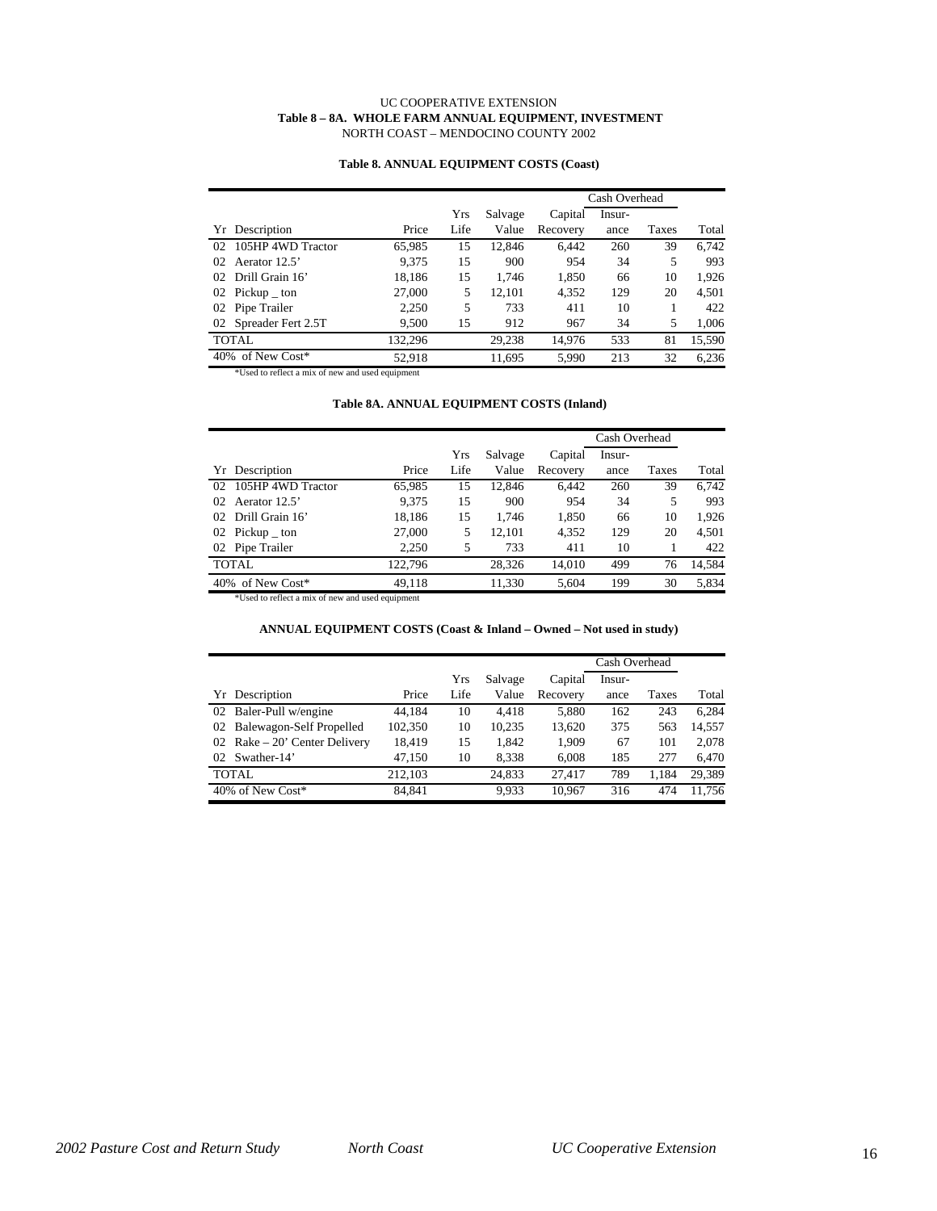UC COOPERATIVE EXTENSION
**Table 8 – 8A. WHOLE FARM ANNUAL EQUIPMENT, INVESTMENT**
NORTH COAST – MENDOCINO COUNTY 2002

**Table 8. ANNUAL EQUIPMENT COSTS (Coast)**

| | | | | | | Cash Overhead | | |
|---|---|---|---|---|---|---|---|---|
| Yr | Description | Price | Yrs Life | Salvage Value | Capital Recovery | Insur-ance | Taxes | Total |
| 02 | 105HP 4WD Tractor | 65,985 | 15 | 12,846 | 6,442 | 260 | 39 | 6,742 |
| 02 | Aerator 12.5' | 9,375 | 15 | 900 | 954 | 34 | 5 | 993 |
| 02 | Drill Grain 16' | 18,186 | 15 | 1,746 | 1,850 | 66 | 10 | 1,926 |
| 02 | Pickup _ ton | 27,000 | 5 | 12,101 | 4,352 | 129 | 20 | 4,501 |
| 02 | Pipe Trailer | 2,250 | 5 | 733 | 411 | 10 | 1 | 422 |
| 02 | Spreader Fert 2.5T | 9,500 | 15 | 912 | 967 | 34 | 5 | 1,006 |
| TOTAL | | 132,296 | | 29,238 | 14,976 | 533 | 81 | 15,590 |
| 40% of New Cost* | | 52,918 | | 11,695 | 5,990 | 213 | 32 | 6,236 |

*Used to reflect a mix of new and used equipment

**Table 8A. ANNUAL EQUIPMENT COSTS (Inland)**

| | | | | | | Cash Overhead | | |
|---|---|---|---|---|---|---|---|---|
| Yr | Description | Price | Yrs Life | Salvage Value | Capital Recovery | Insur-ance | Taxes | Total |
| 02 | 105HP 4WD Tractor | 65,985 | 15 | 12,846 | 6,442 | 260 | 39 | 6,742 |
| 02 | Aerator 12.5' | 9,375 | 15 | 900 | 954 | 34 | 5 | 993 |
| 02 | Drill Grain 16' | 18,186 | 15 | 1,746 | 1,850 | 66 | 10 | 1,926 |
| 02 | Pickup _ ton | 27,000 | 5 | 12,101 | 4,352 | 129 | 20 | 4,501 |
| 02 | Pipe Trailer | 2,250 | 5 | 733 | 411 | 10 | 1 | 422 |
| TOTAL | | 122,796 | | 28,326 | 14,010 | 499 | 76 | 14,584 |
| 40% of New Cost* | | 49,118 | | 11,330 | 5,604 | 199 | 30 | 5,834 |

*Used to reflect a mix of new and used equipment

**ANNUAL EQUIPMENT COSTS (Coast & Inland – Owned – Not used in study)**

| | | | | | | Cash Overhead | | |
|---|---|---|---|---|---|---|---|---|
| Yr | Description | Price | Yrs Life | Salvage Value | Capital Recovery | Insur-ance | Taxes | Total |
| 02 | Baler-Pull w/engine | 44,184 | 10 | 4,418 | 5,880 | 162 | 243 | 6,284 |
| 02 | Balewagon-Self Propelled | 102,350 | 10 | 10,235 | 13,620 | 375 | 563 | 14,557 |
| 02 | Rake – 20' Center Delivery | 18,419 | 15 | 1,842 | 1,909 | 67 | 101 | 2,078 |
| 02 | Swather-14' | 47,150 | 10 | 8,338 | 6,008 | 185 | 277 | 6,470 |
| TOTAL | | 212,103 | | 24,833 | 27,417 | 789 | 1,184 | 29,389 |
| 40% of New Cost* | | 84,841 | | 9,933 | 10,967 | 316 | 474 | 11,756 |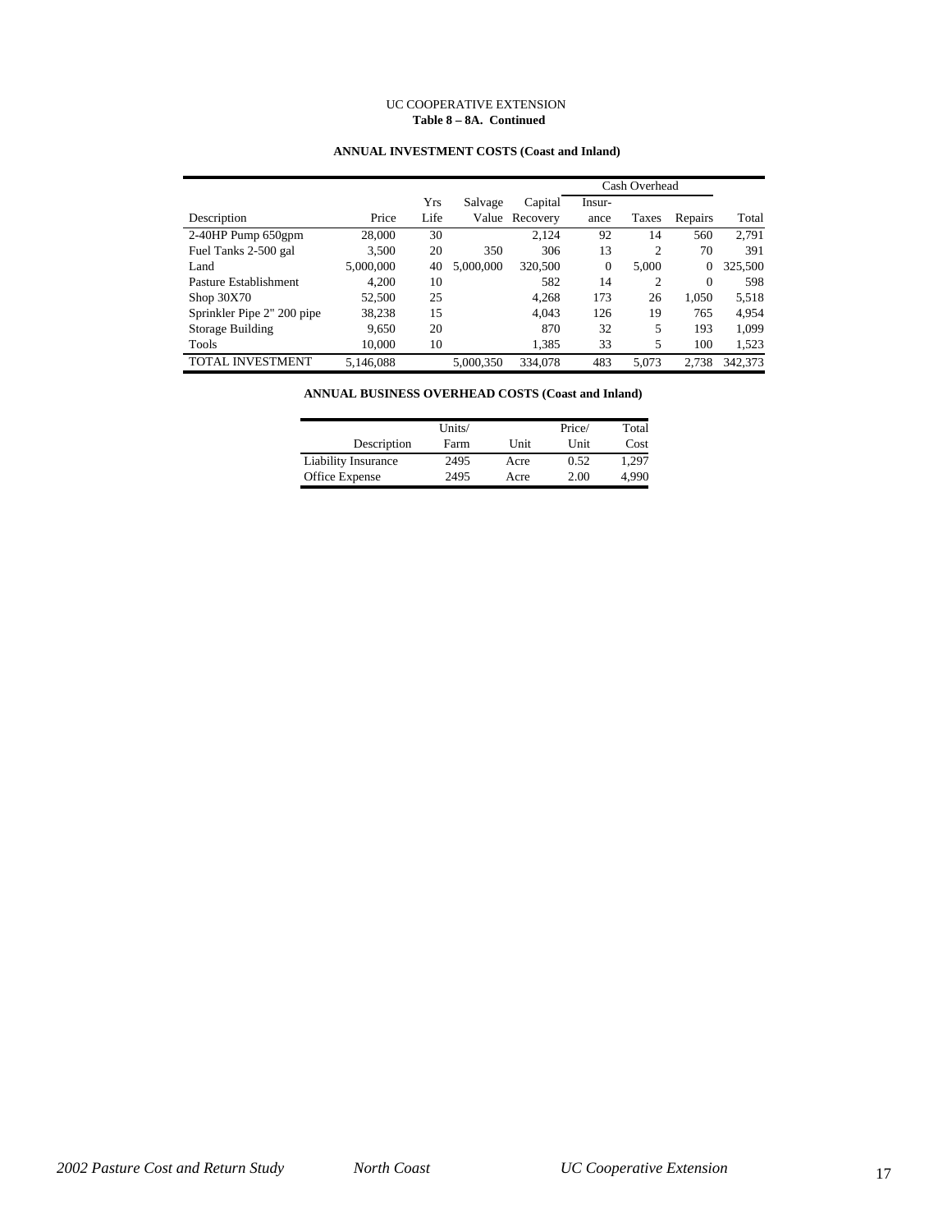UC COOPERATIVE EXTENSION

**Table 8 – 8A. Continued**

**ANNUAL INVESTMENT COSTS (Coast and Inland)**

| | | | | | Cash Overhead | | | |
|---|---|---|---|---|---|---|---|---|
| Description | Price | Yrs Life | Salvage Value | Capital Recovery | Insur-ance | Taxes | Repairs | Total |
| 2-40HP Pump 650gpm | 28,000 | 30 | | 2,124 | 92 | 14 | 560 | 2,791 |
| Fuel Tanks 2-500 gal | 3,500 | 20 | 350 | 306 | 13 | 2 | 70 | 391 |
| Land | 5,000,000 | 40 | 5,000,000 | 320,500 | 0 | 5,000 | 0 | 325,500 |
| Pasture Establishment | 4,200 | 10 | | 582 | 14 | 2 | 0 | 598 |
| Shop 30X70 | 52,500 | 25 | | 4,268 | 173 | 26 | 1,050 | 5,518 |
| Sprinkler Pipe 2" 200 pipe | 38,238 | 15 | | 4,043 | 126 | 19 | 765 | 4,954 |
| Storage Building | 9,650 | 20 | | 870 | 32 | 5 | 193 | 1,099 |
| Tools | 10,000 | 10 | | 1,385 | 33 | 5 | 100 | 1,523 |
| TOTAL INVESTMENT | 5,146,088 | | 5,000,350 | 334,078 | 483 | 5,073 | 2,738 | 342,373 |

**ANNUAL BUSINESS OVERHEAD COSTS (Coast and Inland)**

| Description | Units/ Farm | Unit | Price/ Unit | Total Cost |
|---|---|---|---|---|
| Liability Insurance | 2495 | Acre | 0.52 | 1,297 |
| Office Expense | 2495 | Acre | 2.00 | 4,990 |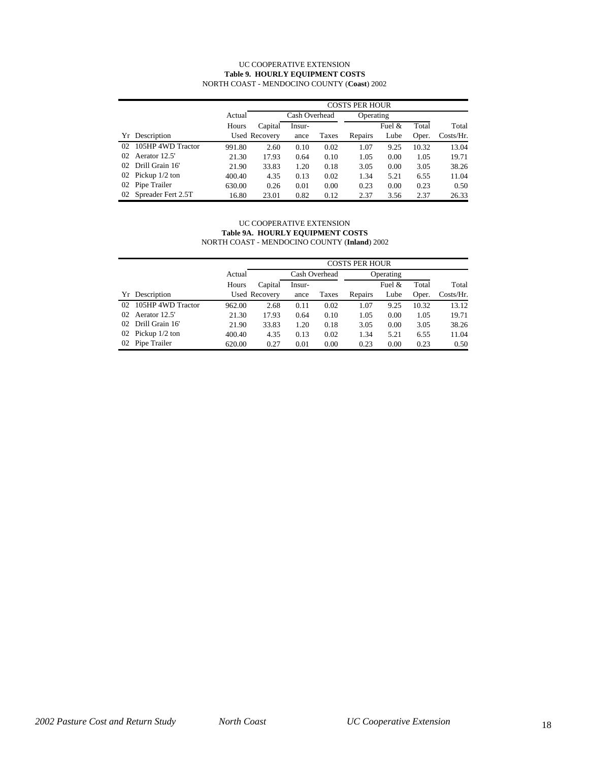UC COOPERATIVE EXTENSION

**Table 9. HOURLY EQUIPMENT COSTS**

NORTH COAST - MENDOCINO COUNTY (**Coast**) 2002

| | | | COSTS PER HOUR | | | | | | |
|---|---|---|---|---|---|---|---|---|---|
| | | Actual | | Cash Overhead | | Operating | | | |
| | | Hours | Capital | Insur- | | | Fuel & | Total | Total |
| Yr | Description | Used | Recovery | ance | Taxes | Repairs | Lube | Oper. | Costs/Hr. |
| 02 | 105HP 4WD Tractor | 991.80 | 2.60 | 0.10 | 0.02 | 1.07 | 9.25 | 10.32 | 13.04 |
| 02 | Aerator 12.5' | 21.30 | 17.93 | 0.64 | 0.10 | 1.05 | 0.00 | 1.05 | 19.71 |
| 02 | Drill Grain 16' | 21.90 | 33.83 | 1.20 | 0.18 | 3.05 | 0.00 | 3.05 | 38.26 |
| 02 | Pickup 1/2 ton | 400.40 | 4.35 | 0.13 | 0.02 | 1.34 | 5.21 | 6.55 | 11.04 |
| 02 | Pipe Trailer | 630.00 | 0.26 | 0.01 | 0.00 | 0.23 | 0.00 | 0.23 | 0.50 |
| 02 | Spreader Fert 2.5T | 16.80 | 23.01 | 0.82 | 0.12 | 2.37 | 3.56 | 2.37 | 26.33 |

UC COOPERATIVE EXTENSION

**Table 9A. HOURLY EQUIPMENT COSTS**

NORTH COAST - MENDOCINO COUNTY (**Inland**) 2002

| | | | COSTS PER HOUR | | | | | | |
|---|---|---|---|---|---|---|---|---|---|
| | | Actual | | Cash Overhead | | Operating | | | |
| | | Hours | Capital | Insur- | | | Fuel & | Total | Total |
| Yr | Description | Used | Recovery | ance | Taxes | Repairs | Lube | Oper. | Costs/Hr. |
| 02 | 105HP 4WD Tractor | 962.00 | 2.68 | 0.11 | 0.02 | 1.07 | 9.25 | 10.32 | 13.12 |
| 02 | Aerator 12.5' | 21.30 | 17.93 | 0.64 | 0.10 | 1.05 | 0.00 | 1.05 | 19.71 |
| 02 | Drill Grain 16' | 21.90 | 33.83 | 1.20 | 0.18 | 3.05 | 0.00 | 3.05 | 38.26 |
| 02 | Pickup 1/2 ton | 400.40 | 4.35 | 0.13 | 0.02 | 1.34 | 5.21 | 6.55 | 11.04 |
| 02 | Pipe Trailer | 620.00 | 0.27 | 0.01 | 0.00 | 0.23 | 0.00 | 0.23 | 0.50 |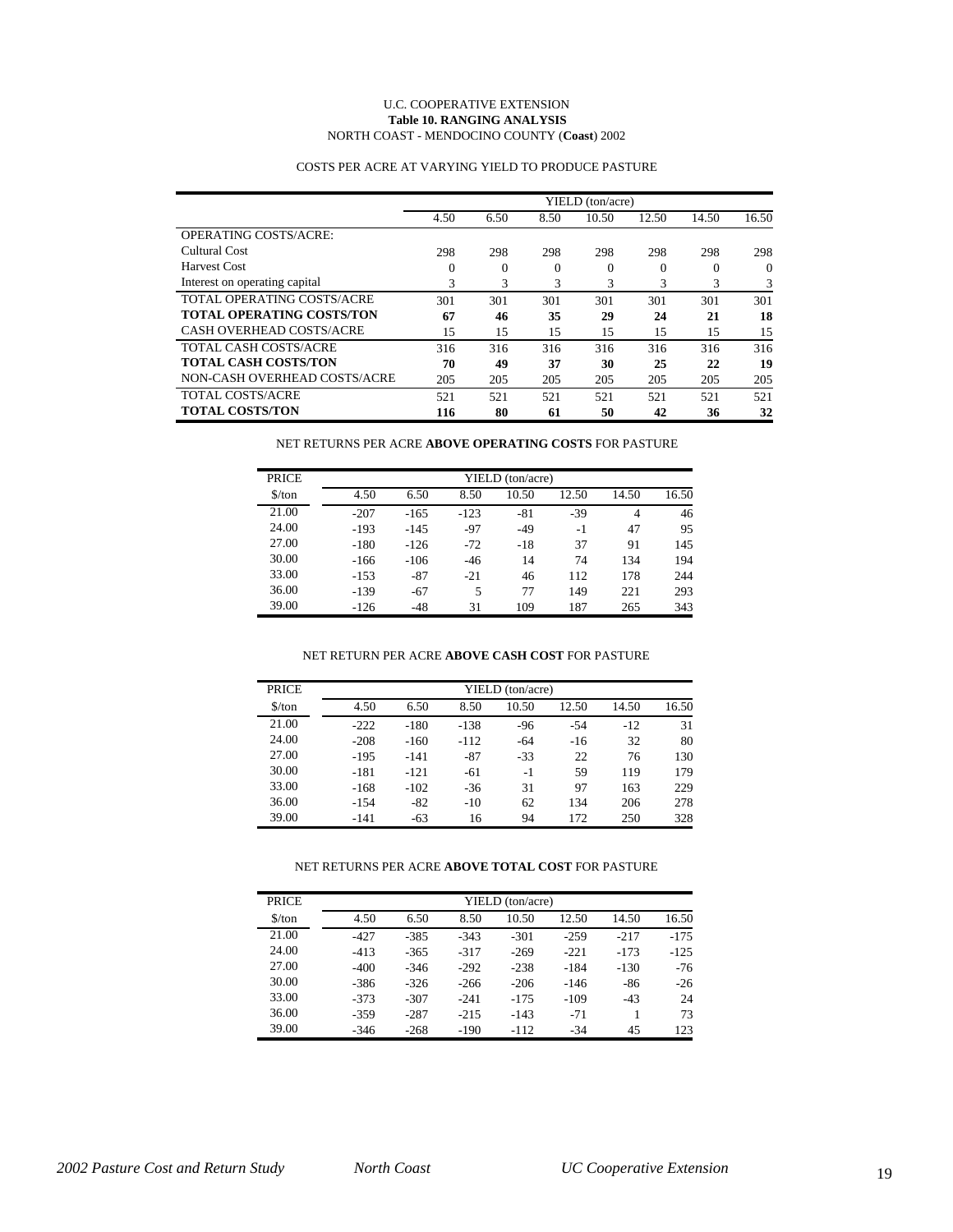U.C. COOPERATIVE EXTENSION

**Table 10. RANGING ANALYSIS**

NORTH COAST - MENDOCINO COUNTY (**Coast**) 2002

COSTS PER ACRE AT VARYING YIELD TO PRODUCE PASTURE

| | YIELD (ton/acre) | | | | | | |
|---|---|---|---|---|---|---|---|
| | 4.50 | 6.50 | 8.50 | 10.50 | 12.50 | 14.50 | 16.50 |
| OPERATING COSTS/ACRE: | | | | | | | |
| Cultural Cost | 298 | 298 | 298 | 298 | 298 | 298 | 298 |
| Harvest Cost | 0 | 0 | 0 | 0 | 0 | 0 | 0 |
| Interest on operating capital | 3 | 3 | 3 | 3 | 3 | 3 | 3 |
| TOTAL OPERATING COSTS/ACRE | 301 | 301 | 301 | 301 | 301 | 301 | 301 |
| **TOTAL OPERATING COSTS/TON** | **67** | **46** | **35** | **29** | **24** | **21** | **18** |
| CASH OVERHEAD COSTS/ACRE | 15 | 15 | 15 | 15 | 15 | 15 | 15 |
| TOTAL CASH COSTS/ACRE | 316 | 316 | 316 | 316 | 316 | 316 | 316 |
| **TOTAL CASH COSTS/TON** | **70** | **49** | **37** | **30** | **25** | **22** | **19** |
| NON-CASH OVERHEAD COSTS/ACRE | 205 | 205 | 205 | 205 | 205 | 205 | 205 |
| TOTAL COSTS/ACRE | 521 | 521 | 521 | 521 | 521 | 521 | 521 |
| **TOTAL COSTS/TON** | **116** | **80** | **61** | **50** | **42** | **36** | **32** |

NET RETURNS PER ACRE **ABOVE OPERATING COSTS** FOR PASTURE

| PRICE | YIELD (ton/acre) | | | | | | |
|---|---|---|---|---|---|---|---|
| $/ton | 4.50 | 6.50 | 8.50 | 10.50 | 12.50 | 14.50 | 16.50 |
| 21.00 | -207 | -165 | -123 | -81 | -39 | 4 | 46 |
| 24.00 | -193 | -145 | -97 | -49 | -1 | 47 | 95 |
| 27.00 | -180 | -126 | -72 | -18 | 37 | 91 | 145 |
| 30.00 | -166 | -106 | -46 | 14 | 74 | 134 | 194 |
| 33.00 | -153 | -87 | -21 | 46 | 112 | 178 | 244 |
| 36.00 | -139 | -67 | 5 | 77 | 149 | 221 | 293 |
| 39.00 | -126 | -48 | 31 | 109 | 187 | 265 | 343 |

NET RETURN PER ACRE **ABOVE CASH COST** FOR PASTURE

| PRICE | YIELD (ton/acre) | | | | | | |
|---|---|---|---|---|---|---|---|
| $/ton | 4.50 | 6.50 | 8.50 | 10.50 | 12.50 | 14.50 | 16.50 |
| 21.00 | -222 | -180 | -138 | -96 | -54 | -12 | 31 |
| 24.00 | -208 | -160 | -112 | -64 | -16 | 32 | 80 |
| 27.00 | -195 | -141 | -87 | -33 | 22 | 76 | 130 |
| 30.00 | -181 | -121 | -61 | -1 | 59 | 119 | 179 |
| 33.00 | -168 | -102 | -36 | 31 | 97 | 163 | 229 |
| 36.00 | -154 | -82 | -10 | 62 | 134 | 206 | 278 |
| 39.00 | -141 | -63 | 16 | 94 | 172 | 250 | 328 |

NET RETURNS PER ACRE **ABOVE TOTAL COST** FOR PASTURE

| PRICE | YIELD (ton/acre) | | | | | | |
|---|---|---|---|---|---|---|---|
| $/ton | 4.50 | 6.50 | 8.50 | 10.50 | 12.50 | 14.50 | 16.50 |
| 21.00 | -427 | -385 | -343 | -301 | -259 | -217 | -175 |
| 24.00 | -413 | -365 | -317 | -269 | -221 | -173 | -125 |
| 27.00 | -400 | -346 | -292 | -238 | -184 | -130 | -76 |
| 30.00 | -386 | -326 | -266 | -206 | -146 | -86 | -26 |
| 33.00 | -373 | -307 | -241 | -175 | -109 | -43 | 24 |
| 36.00 | -359 | -287 | -215 | -143 | -71 | 1 | 73 |
| 39.00 | -346 | -268 | -190 | -112 | -34 | 45 | 123 |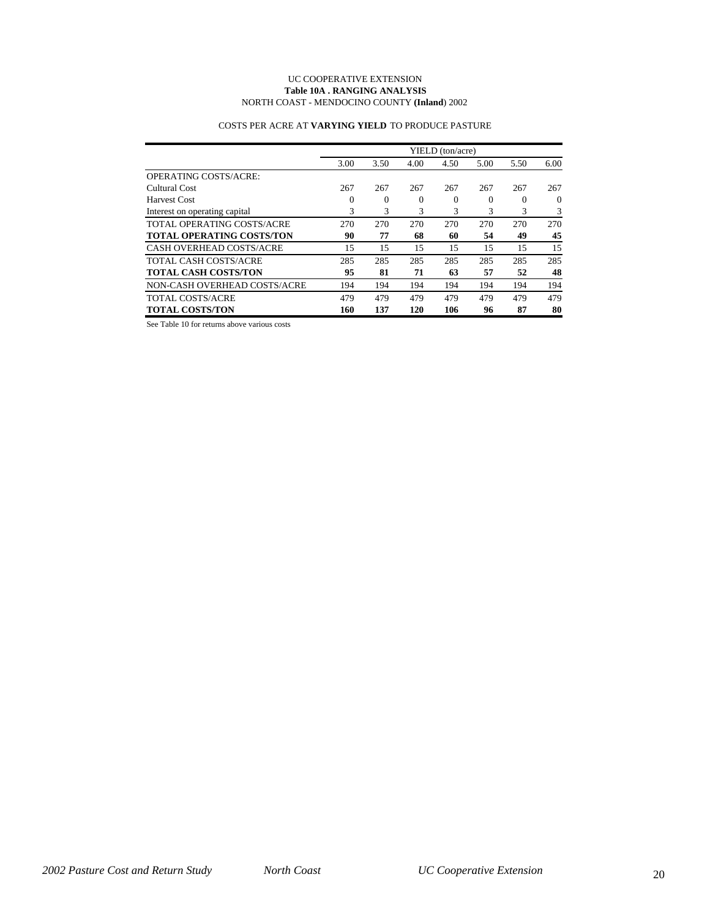UC COOPERATIVE EXTENSION

**Table 10A . RANGING ANALYSIS**

NORTH COAST - MENDOCINO COUNTY **(Inland**) 2002

COSTS PER ACRE AT **VARYING YIELD** TO PRODUCE PASTURE

| | YIELD (ton/acre) | | | | | | |
|---|---|---|---|---|---|---|---|
| | 3.00 | 3.50 | 4.00 | 4.50 | 5.00 | 5.50 | 6.00 |
| OPERATING COSTS/ACRE: | | | | | | | |
| Cultural Cost | 267 | 267 | 267 | 267 | 267 | 267 | 267 |
| Harvest Cost | 0 | 0 | 0 | 0 | 0 | 0 | 0 |
| Interest on operating capital | 3 | 3 | 3 | 3 | 3 | 3 | 3 |
| TOTAL OPERATING COSTS/ACRE | 270 | 270 | 270 | 270 | 270 | 270 | 270 |
| **TOTAL OPERATING COSTS/TON** | **90** | **77** | **68** | **60** | **54** | **49** | **45** |
| CASH OVERHEAD COSTS/ACRE | 15 | 15 | 15 | 15 | 15 | 15 | 15 |
| TOTAL CASH COSTS/ACRE | 285 | 285 | 285 | 285 | 285 | 285 | 285 |
| **TOTAL CASH COSTS/TON** | **95** | **81** | **71** | **63** | **57** | **52** | **48** |
| NON-CASH OVERHEAD COSTS/ACRE | 194 | 194 | 194 | 194 | 194 | 194 | 194 |
| TOTAL COSTS/ACRE | 479 | 479 | 479 | 479 | 479 | 479 | 479 |
| **TOTAL COSTS/TON** | **160** | **137** | **120** | **106** | **96** | **87** | **80** |

See Table 10 for returns above various costs